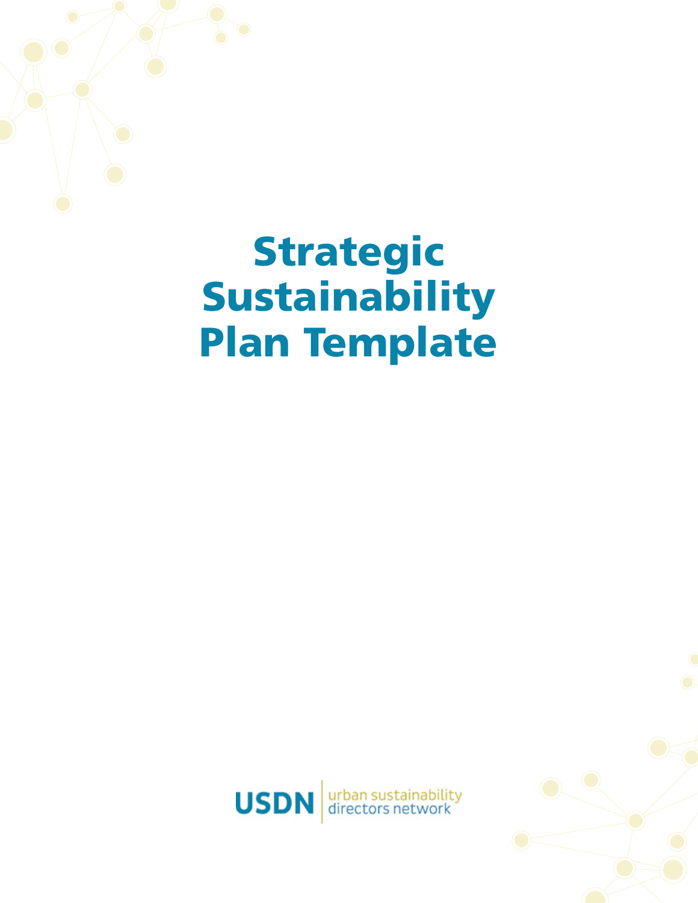# Strategic Sustainability Plan Template

USDN | urban sustainability directors network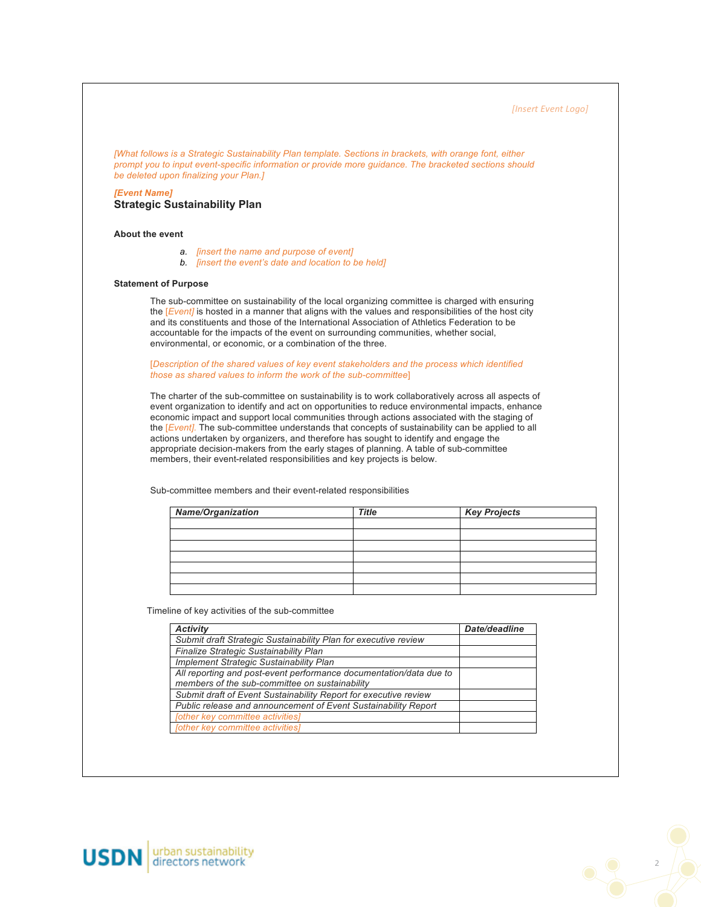[Insert Event Logo]

*[What follows is a Strategic Sustainability Plan template. Sections in brackets, with orange font, either prompt you to input event-specific information or provide more guidance. The bracketed sections should be deleted upon finalizing your Plan.]*

***[Event Name]***

## Strategic Sustainability Plan

### About the event

a. *[insert the name and purpose of event]*
b. *[insert the event's date and location to be held]*

### Statement of Purpose

The sub-committee on sustainability of the local organizing committee is charged with ensuring the *[Event]* is hosted in a manner that aligns with the values and responsibilities of the host city and its constituents and those of the International Association of Athletics Federation to be accountable for the impacts of the event on surrounding communities, whether social, environmental, or economic, or a combination of the three.

[*Description of the shared values of key event stakeholders and the process which identified those as shared values to inform the work of the sub-committee*]

The charter of the sub-committee on sustainability is to work collaboratively across all aspects of event organization to identify and act on opportunities to reduce environmental impacts, enhance economic impact and support local communities through actions associated with the staging of the *[Event]*. The sub-committee understands that concepts of sustainability can be applied to all actions undertaken by organizers, and therefore has sought to identify and engage the appropriate decision-makers from the early stages of planning. A table of sub-committee members, their event-related responsibilities and key projects is below.

Sub-committee members and their event-related responsibilities

| *Name/Organization* | *Title* | *Key Projects* |
|---|---|---|
| | | |
| | | |
| | | |
| | | |
| | | |
| | | |
| | | |

Timeline of key activities of the sub-committee

| *Activity* | *Date/deadline* |
|---|---|
| *Submit draft Strategic Sustainability Plan for executive review* | |
| *Finalize Strategic Sustainability Plan* | |
| *Implement Strategic Sustainability Plan* | |
| *All reporting and post-event performance documentation/data due to members of the sub-committee on sustainability* | |
| *Submit draft of Event Sustainability Report for executive review* | |
| *Public release and announcement of Event Sustainability Report* | |
| *[other key committee activities]* | |
| *[other key committee activities]* | |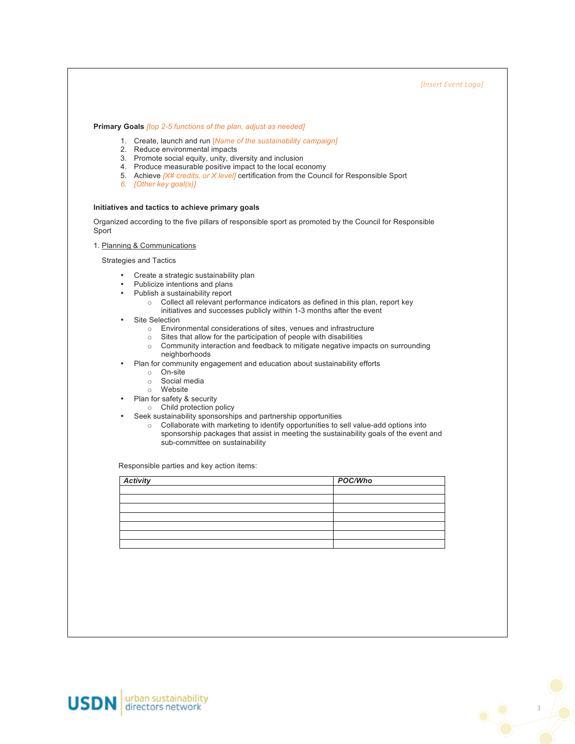*[Insert Event Logo]*

**Primary Goals** *[top 2-5 functions of the plan, adjust as needed]*

1. Create, launch and run *[Name of the sustainability campaign]*
2. Reduce environmental impacts
3. Promote social equity, unity, diversity and inclusion
4. Produce measurable positive impact to the local economy
5. Achieve *[X# credits, or X level]* certification from the Council for Responsible Sport
6. *[Other key goal(s)]*

**Initiatives and tactics to achieve primary goals**

Organized according to the five pillars of responsible sport as promoted by the Council for Responsible Sport

1. Planning & Communications

Strategies and Tactics

- Create a strategic sustainability plan
- Publicize intentions and plans
- Publish a sustainability report
  - Collect all relevant performance indicators as defined in this plan, report key initiatives and successes publicly within 1-3 months after the event
- Site Selection
  - Environmental considerations of sites, venues and infrastructure
  - Sites that allow for the participation of people with disabilities
  - Community interaction and feedback to mitigate negative impacts on surrounding neighborhoods
- Plan for community engagement and education about sustainability efforts
  - On-site
  - Social media
  - Website
- Plan for safety & security
  - Child protection policy
- Seek sustainability sponsorships and partnership opportunities
  - Collaborate with marketing to identify opportunities to sell value-add options into sponsorship packages that assist in meeting the sustainability goals of the event and sub-committee on sustainability

Responsible parties and key action items:

| *Activity* | *POC/Who* |
|---|---|
| | |
| | |
| | |
| | |
| | |
| | |
| | |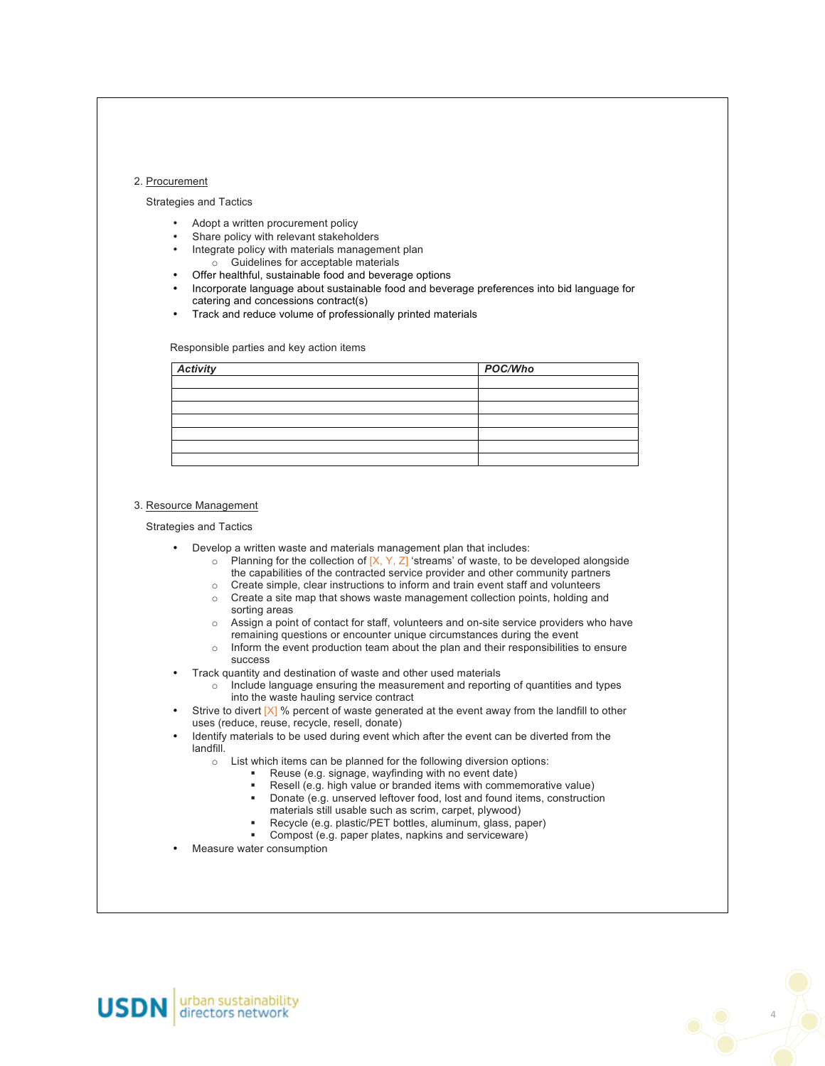2. Procurement

Strategies and Tactics

- Adopt a written procurement policy
- Share policy with relevant stakeholders
- Integrate policy with materials management plan
  - Guidelines for acceptable materials
- Offer healthful, sustainable food and beverage options
- Incorporate language about sustainable food and beverage preferences into bid language for catering and concessions contract(s)
- Track and reduce volume of professionally printed materials

Responsible parties and key action items

| ***Activity*** | ***POC/Who*** |
|---|---|
| | |
| | |
| | |
| | |
| | |
| | |
| | |

3. Resource Management

Strategies and Tactics

- Develop a written waste and materials management plan that includes:
  - Planning for the collection of [X, Y, Z] 'streams' of waste, to be developed alongside the capabilities of the contracted service provider and other community partners
  - Create simple, clear instructions to inform and train event staff and volunteers
  - Create a site map that shows waste management collection points, holding and sorting areas
  - Assign a point of contact for staff, volunteers and on-site service providers who have remaining questions or encounter unique circumstances during the event
  - Inform the event production team about the plan and their responsibilities to ensure success
- Track quantity and destination of waste and other used materials
  - Include language ensuring the measurement and reporting of quantities and types into the waste hauling service contract
- Strive to divert [X] % percent of waste generated at the event away from the landfill to other uses (reduce, reuse, recycle, resell, donate)
- Identify materials to be used during event which after the event can be diverted from the landfill.
  - List which items can be planned for the following diversion options:
    - Reuse (e.g. signage, wayfinding with no event date)
    - Resell (e.g. high value or branded items with commemorative value)
    - Donate (e.g. unserved leftover food, lost and found items, construction materials still usable such as scrim, carpet, plywood)
    - Recycle (e.g. plastic/PET bottles, aluminum, glass, paper)
    - Compost (e.g. paper plates, napkins and serviceware)
- Measure water consumption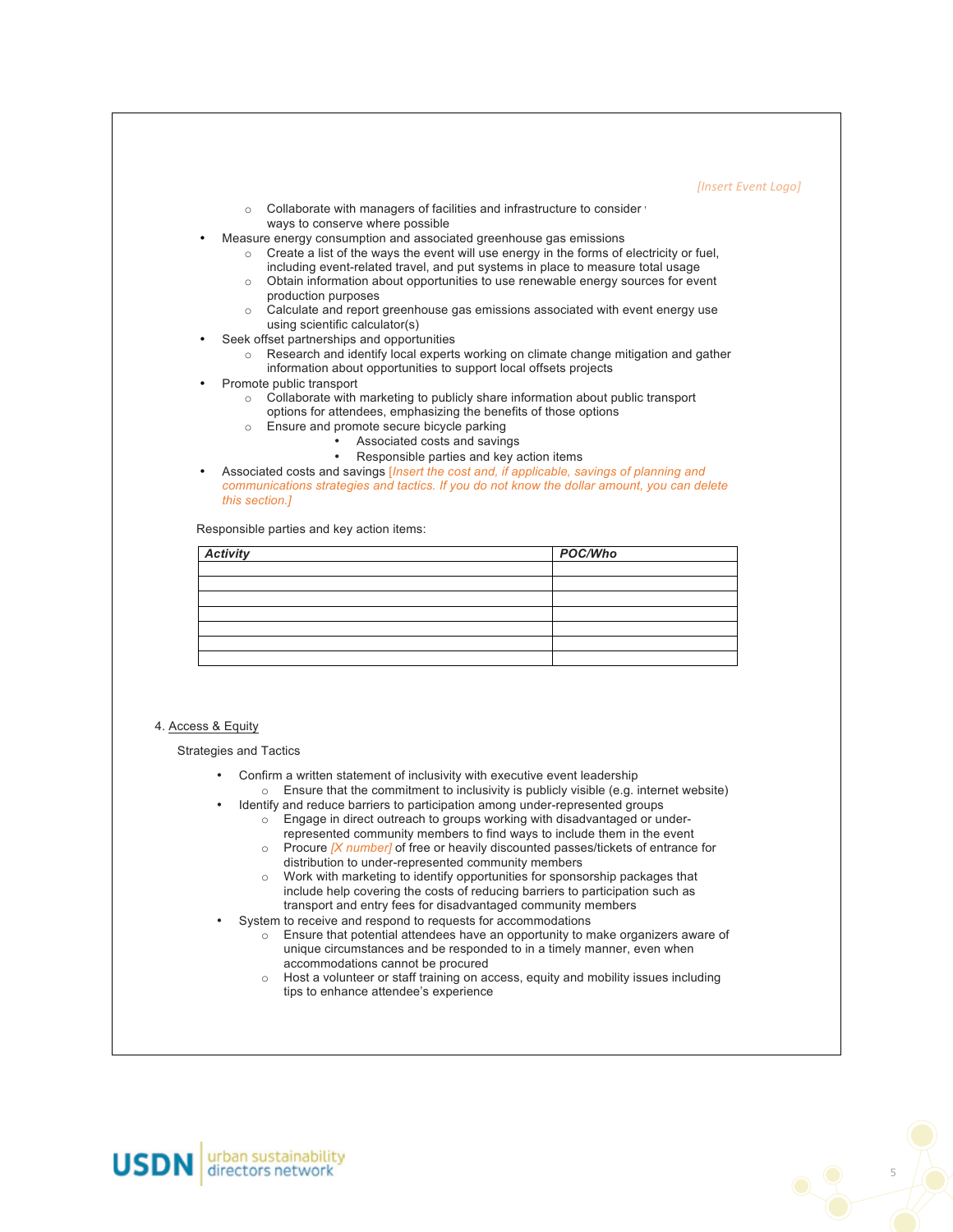[Insert Event Logo]

  - Collaborate with managers of facilities and infrastructure to consider ways to conserve where possible
- Measure energy consumption and associated greenhouse gas emissions
  - Create a list of the ways the event will use energy in the forms of electricity or fuel, including event-related travel, and put systems in place to measure total usage
  - Obtain information about opportunities to use renewable energy sources for event production purposes
  - Calculate and report greenhouse gas emissions associated with event energy use using scientific calculator(s)
- Seek offset partnerships and opportunities
  - Research and identify local experts working on climate change mitigation and gather information about opportunities to support local offsets projects
- Promote public transport
  - Collaborate with marketing to publicly share information about public transport options for attendees, emphasizing the benefits of those options
  - Ensure and promote secure bicycle parking
    - Associated costs and savings
    - Responsible parties and key action items
- Associated costs and savings *[Insert the cost and, if applicable, savings of planning and communications strategies and tactics. If you do not know the dollar amount, you can delete this section.]*

Responsible parties and key action items:

| ***Activity*** | ***POC/Who*** |
|---|---|
| | |
| | |
| | |
| | |
| | |
| | |
| | |

4. Access & Equity

Strategies and Tactics

- Confirm a written statement of inclusivity with executive event leadership
  - Ensure that the commitment to inclusivity is publicly visible (e.g. internet website)
- Identify and reduce barriers to participation among under-represented groups
  - Engage in direct outreach to groups working with disadvantaged or under-represented community members to find ways to include them in the event
  - Procure *[X number]* of free or heavily discounted passes/tickets of entrance for distribution to under-represented community members
  - Work with marketing to identify opportunities for sponsorship packages that include help covering the costs of reducing barriers to participation such as transport and entry fees for disadvantaged community members
- System to receive and respond to requests for accommodations
  - Ensure that potential attendees have an opportunity to make organizers aware of unique circumstances and be responded to in a timely manner, even when accommodations cannot be procured
  - Host a volunteer or staff training on access, equity and mobility issues including tips to enhance attendee's experience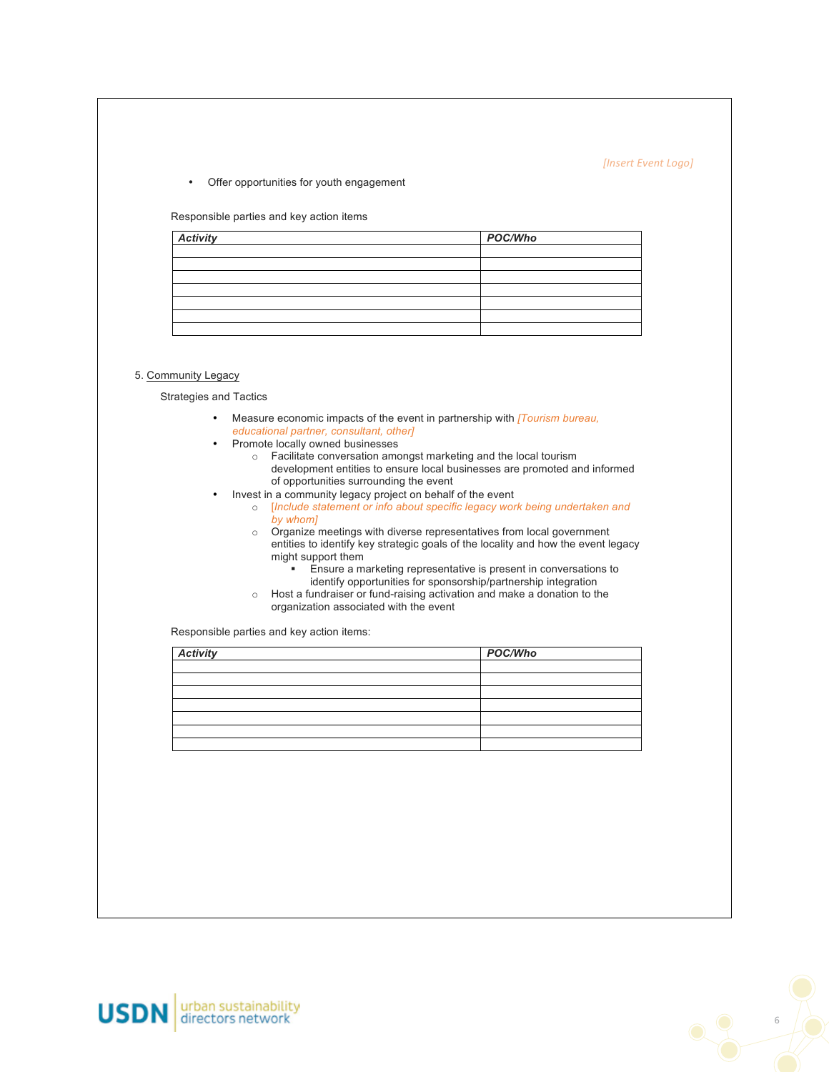[Insert Event Logo]

- Offer opportunities for youth engagement

Responsible parties and key action items

| ***Activity*** | ***POC/Who*** |
|---|---|
| | |
| | |
| | |
| | |
| | |
| | |
| | |

5. Community Legacy

Strategies and Tactics

- Measure economic impacts of the event in partnership with [Tourism bureau, educational partner, consultant, other]
- Promote locally owned businesses
    - Facilitate conversation amongst marketing and the local tourism development entities to ensure local businesses are promoted and informed of opportunities surrounding the event
- Invest in a community legacy project on behalf of the event
    - [Include statement or info about specific legacy work being undertaken and by whom]
    - Organize meetings with diverse representatives from local government entities to identify key strategic goals of the locality and how the event legacy might support them
        - Ensure a marketing representative is present in conversations to identify opportunities for sponsorship/partnership integration
    - Host a fundraiser or fund-raising activation and make a donation to the organization associated with the event

Responsible parties and key action items:

| ***Activity*** | ***POC/Who*** |
|---|---|
| | |
| | |
| | |
| | |
| | |
| | |
| | |